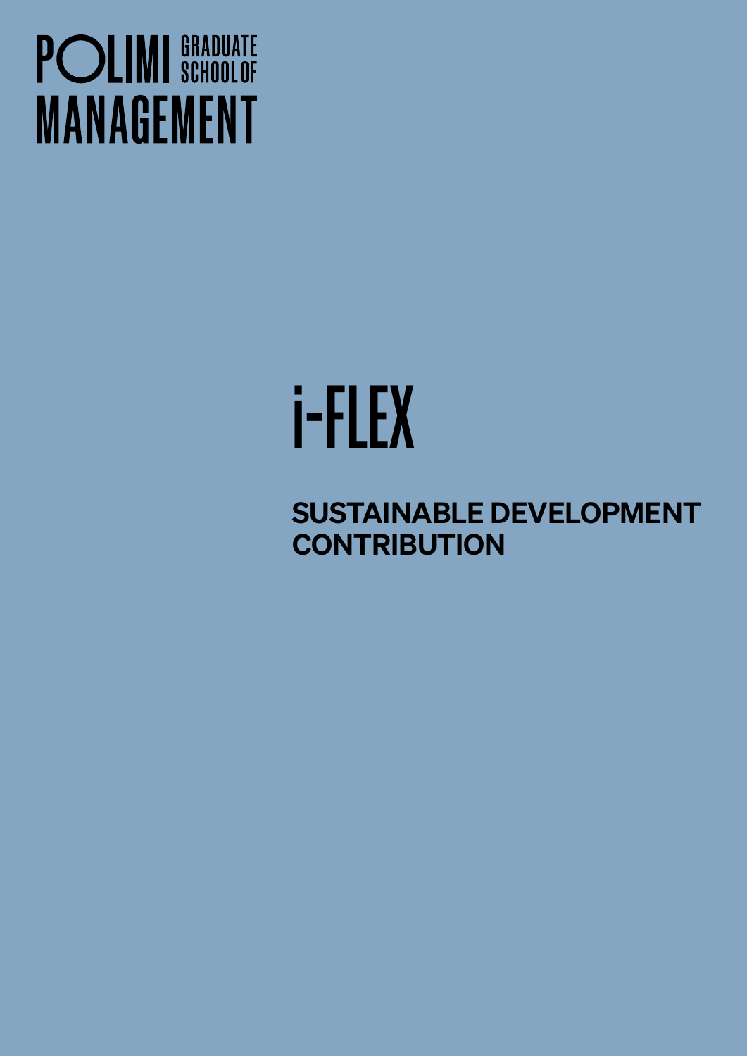POLIMI GRADUATE SCHOOL OF MANAGEMENT

# i-FLEX

## SUSTAINABLE DEVELOPMENT CONTRIBUTION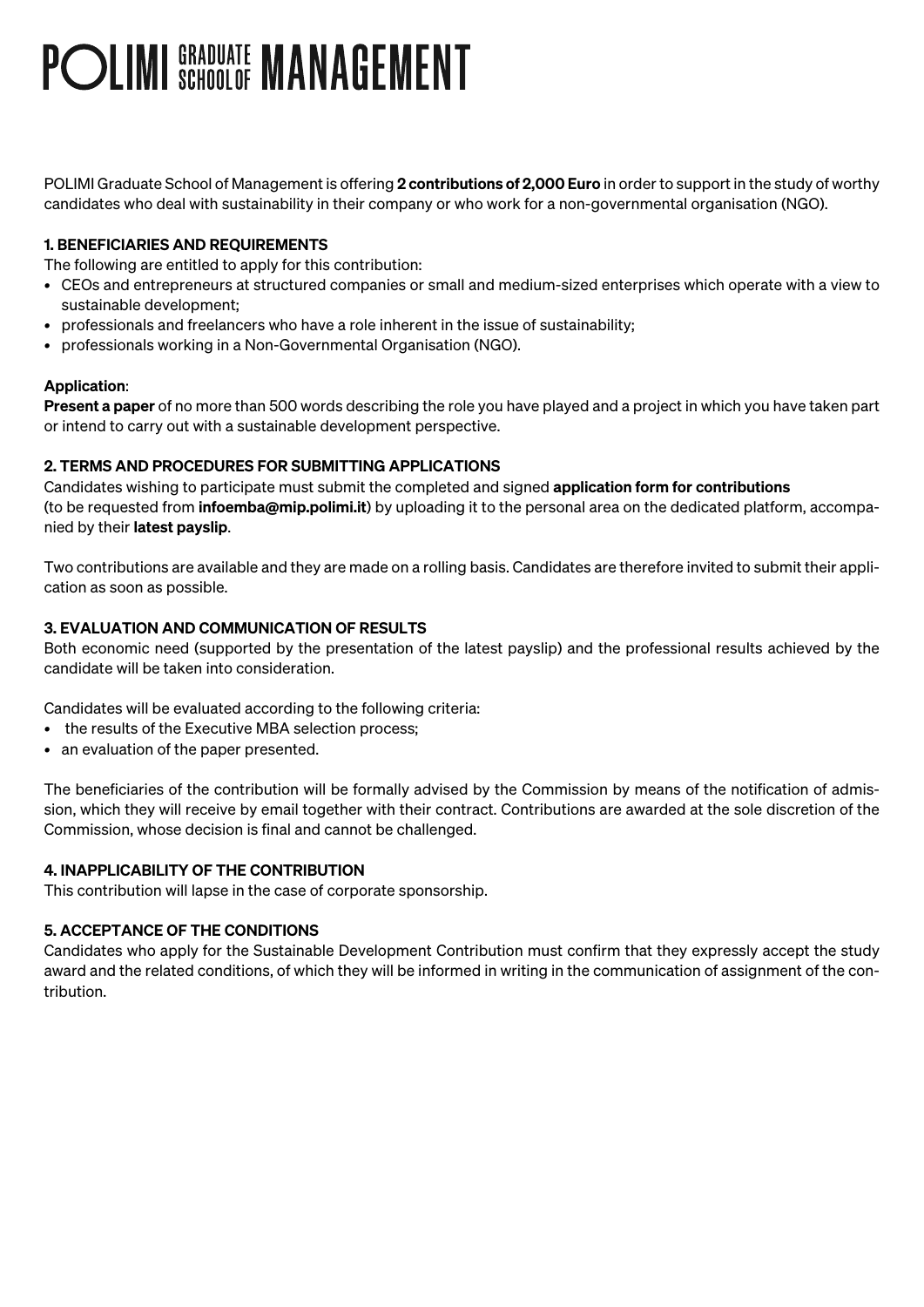# POLIMI GRADUATE SCHOOL OF MANAGEMENT

POLIMI Graduate School of Management is offering **2 contributions of 2,000 Euro** in order to support in the study of worthy candidates who deal with sustainability in their company or who work for a non-governmental organisation (NGO).

### 1. BENEFICIARIES AND REQUIREMENTS

The following are entitled to apply for this contribution:

- CEOs and entrepreneurs at structured companies or small and medium-sized enterprises which operate with a view to sustainable development;
- professionals and freelancers who have a role inherent in the issue of sustainability;
- professionals working in a Non-Governmental Organisation (NGO).

**Application**:

**Present a paper** of no more than 500 words describing the role you have played and a project in which you have taken part or intend to carry out with a sustainable development perspective.

### 2. TERMS AND PROCEDURES FOR SUBMITTING APPLICATIONS

Candidates wishing to participate must submit the completed and signed **application form for contributions** (to be requested from **infoemba@mip.polimi.it**) by uploading it to the personal area on the dedicated platform, accompanied by their **latest payslip**.

Two contributions are available and they are made on a rolling basis. Candidates are therefore invited to submit their application as soon as possible.

### 3. EVALUATION AND COMMUNICATION OF RESULTS

Both economic need (supported by the presentation of the latest payslip) and the professional results achieved by the candidate will be taken into consideration.

Candidates will be evaluated according to the following criteria:

- the results of the Executive MBA selection process;
- an evaluation of the paper presented.

The beneficiaries of the contribution will be formally advised by the Commission by means of the notification of admission, which they will receive by email together with their contract. Contributions are awarded at the sole discretion of the Commission, whose decision is final and cannot be challenged.

### 4. INAPPLICABILITY OF THE CONTRIBUTION

This contribution will lapse in the case of corporate sponsorship.

### 5. ACCEPTANCE OF THE CONDITIONS

Candidates who apply for the Sustainable Development Contribution must confirm that they expressly accept the study award and the related conditions, of which they will be informed in writing in the communication of assignment of the contribution.